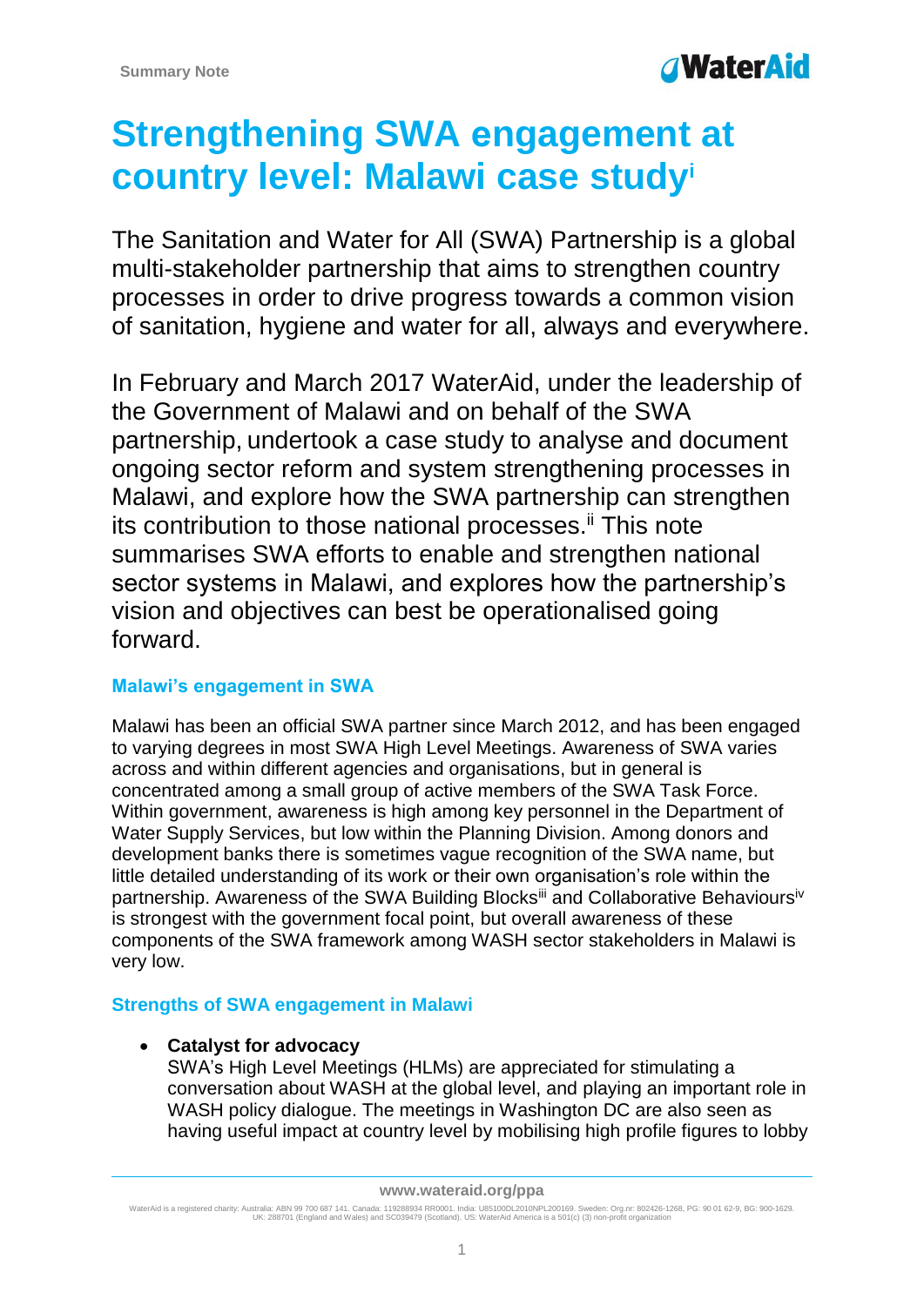Summary Note

# Strengthening SWA engagement at country level: Malawi case study[i]

The Sanitation and Water for All (SWA) Partnership is a global multi-stakeholder partnership that aims to strengthen country processes in order to drive progress towards a common vision of sanitation, hygiene and water for all, always and everywhere.

In February and March 2017 WaterAid, under the leadership of the Government of Malawi and on behalf of the SWA partnership, undertook a case study to analyse and document ongoing sector reform and system strengthening processes in Malawi, and explore how the SWA partnership can strengthen its contribution to those national processes.[ii] This note summarises SWA efforts to enable and strengthen national sector systems in Malawi, and explores how the partnership's vision and objectives can best be operationalised going forward.

## Malawi's engagement in SWA

Malawi has been an official SWA partner since March 2012, and has been engaged to varying degrees in most SWA High Level Meetings. Awareness of SWA varies across and within different agencies and organisations, but in general is concentrated among a small group of active members of the SWA Task Force. Within government, awareness is high among key personnel in the Department of Water Supply Services, but low within the Planning Division. Among donors and development banks there is sometimes vague recognition of the SWA name, but little detailed understanding of its work or their own organisation's role within the partnership. Awareness of the SWA Building Blocks[iii] and Collaborative Behaviours[iv] is strongest with the government focal point, but overall awareness of these components of the SWA framework among WASH sector stakeholders in Malawi is very low.

## Strengths of SWA engagement in Malawi

- **Catalyst for advocacy**
  SWA's High Level Meetings (HLMs) are appreciated for stimulating a conversation about WASH at the global level, and playing an important role in WASH policy dialogue. The meetings in Washington DC are also seen as having useful impact at country level by mobilising high profile figures to lobby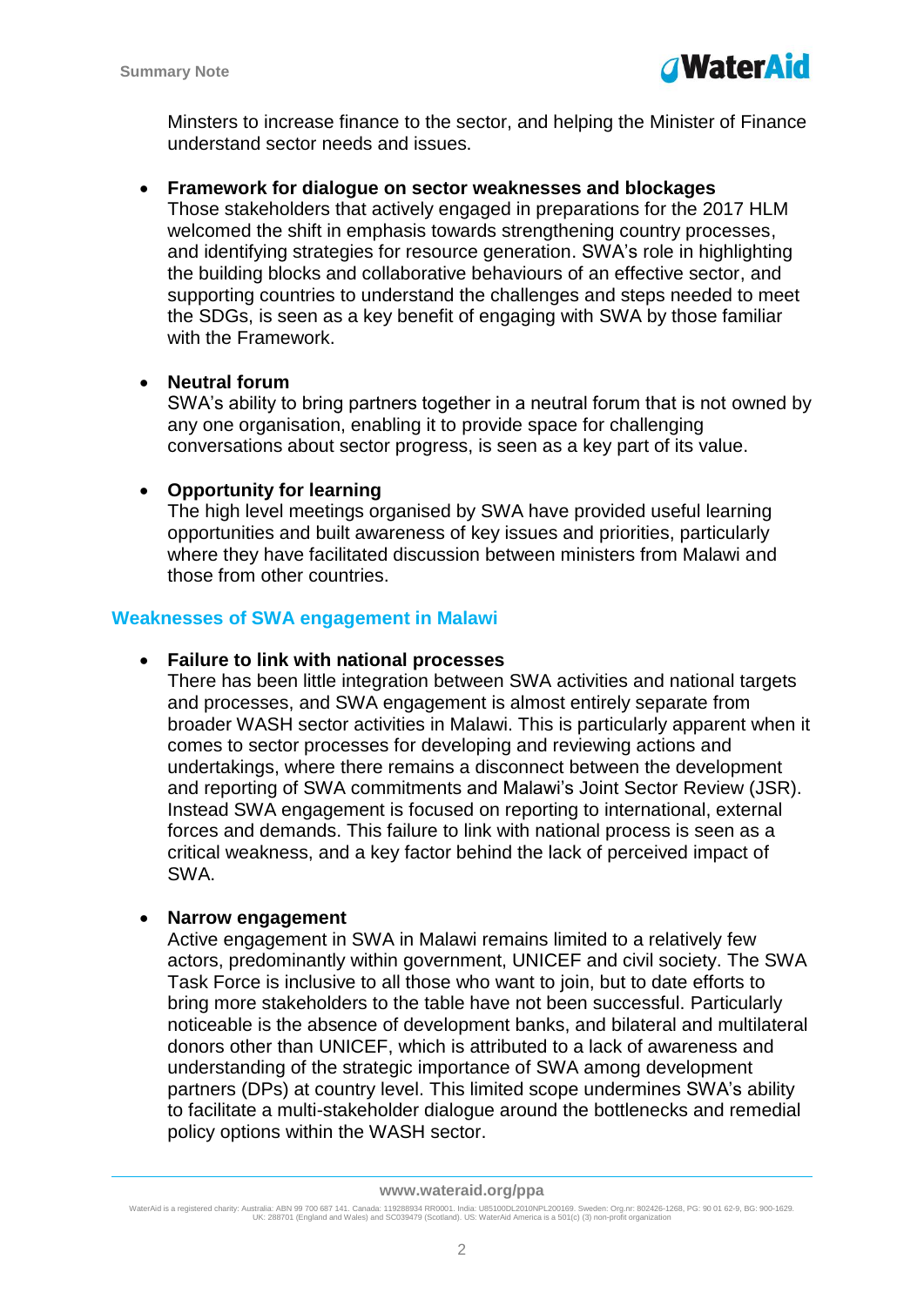Minsters to increase finance to the sector, and helping the Minister of Finance understand sector needs and issues.

- **Framework for dialogue on sector weaknesses and blockages**
  Those stakeholders that actively engaged in preparations for the 2017 HLM welcomed the shift in emphasis towards strengthening country processes, and identifying strategies for resource generation. SWA's role in highlighting the building blocks and collaborative behaviours of an effective sector, and supporting countries to understand the challenges and steps needed to meet the SDGs, is seen as a key benefit of engaging with SWA by those familiar with the Framework.

- **Neutral forum**
  SWA's ability to bring partners together in a neutral forum that is not owned by any one organisation, enabling it to provide space for challenging conversations about sector progress, is seen as a key part of its value.

- **Opportunity for learning**
  The high level meetings organised by SWA have provided useful learning opportunities and built awareness of key issues and priorities, particularly where they have facilitated discussion between ministers from Malawi and those from other countries.

## Weaknesses of SWA engagement in Malawi

- **Failure to link with national processes**
  There has been little integration between SWA activities and national targets and processes, and SWA engagement is almost entirely separate from broader WASH sector activities in Malawi. This is particularly apparent when it comes to sector processes for developing and reviewing actions and undertakings, where there remains a disconnect between the development and reporting of SWA commitments and Malawi's Joint Sector Review (JSR). Instead SWA engagement is focused on reporting to international, external forces and demands. This failure to link with national process is seen as a critical weakness, and a key factor behind the lack of perceived impact of SWA.

- **Narrow engagement**
  Active engagement in SWA in Malawi remains limited to a relatively few actors, predominantly within government, UNICEF and civil society. The SWA Task Force is inclusive to all those who want to join, but to date efforts to bring more stakeholders to the table have not been successful. Particularly noticeable is the absence of development banks, and bilateral and multilateral donors other than UNICEF, which is attributed to a lack of awareness and understanding of the strategic importance of SWA among development partners (DPs) at country level. This limited scope undermines SWA's ability to facilitate a multi-stakeholder dialogue around the bottlenecks and remedial policy options within the WASH sector.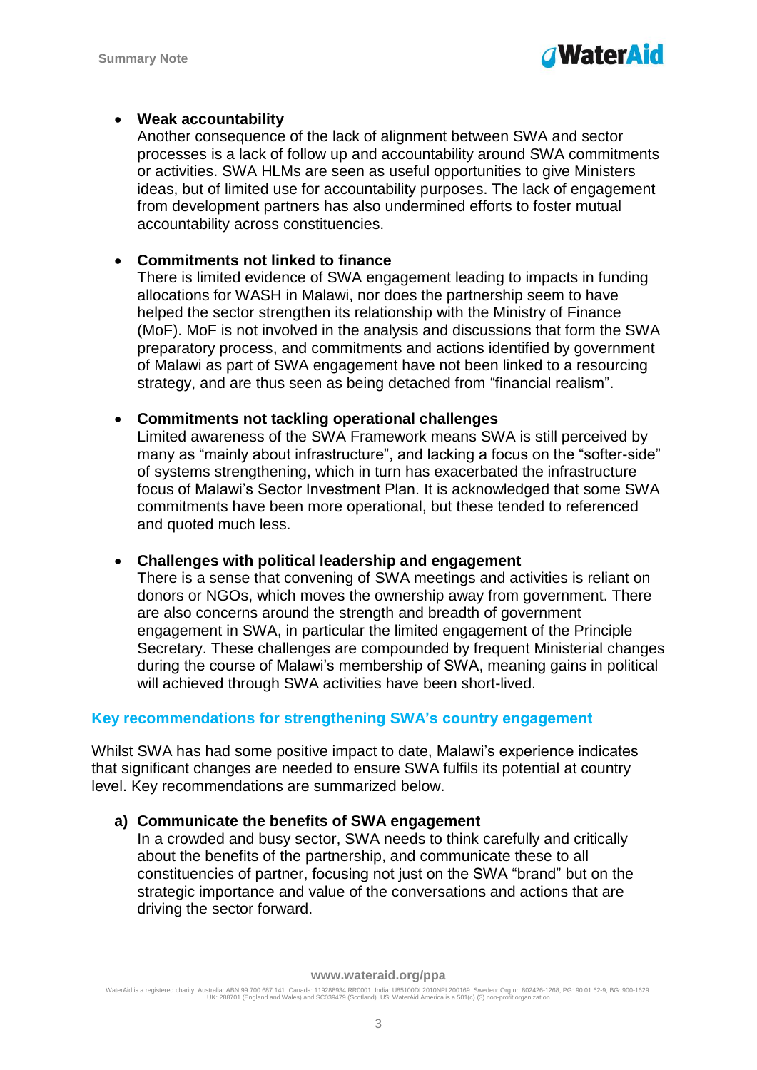- **Weak accountability**
  Another consequence of the lack of alignment between SWA and sector processes is a lack of follow up and accountability around SWA commitments or activities. SWA HLMs are seen as useful opportunities to give Ministers ideas, but of limited use for accountability purposes. The lack of engagement from development partners has also undermined efforts to foster mutual accountability across constituencies.

- **Commitments not linked to finance**
  There is limited evidence of SWA engagement leading to impacts in funding allocations for WASH in Malawi, nor does the partnership seem to have helped the sector strengthen its relationship with the Ministry of Finance (MoF). MoF is not involved in the analysis and discussions that form the SWA preparatory process, and commitments and actions identified by government of Malawi as part of SWA engagement have not been linked to a resourcing strategy, and are thus seen as being detached from "financial realism".

- **Commitments not tackling operational challenges**
  Limited awareness of the SWA Framework means SWA is still perceived by many as "mainly about infrastructure", and lacking a focus on the "softer-side" of systems strengthening, which in turn has exacerbated the infrastructure focus of Malawi's Sector Investment Plan. It is acknowledged that some SWA commitments have been more operational, but these tended to referenced and quoted much less.

- **Challenges with political leadership and engagement**
  There is a sense that convening of SWA meetings and activities is reliant on donors or NGOs, which moves the ownership away from government. There are also concerns around the strength and breadth of government engagement in SWA, in particular the limited engagement of the Principle Secretary. These challenges are compounded by frequent Ministerial changes during the course of Malawi's membership of SWA, meaning gains in political will achieved through SWA activities have been short-lived.

## Key recommendations for strengthening SWA's country engagement

Whilst SWA has had some positive impact to date, Malawi's experience indicates that significant changes are needed to ensure SWA fulfils its potential at country level. Key recommendations are summarized below.

a) **Communicate the benefits of SWA engagement**
   In a crowded and busy sector, SWA needs to think carefully and critically about the benefits of the partnership, and communicate these to all constituencies of partner, focusing not just on the SWA "brand" but on the strategic importance and value of the conversations and actions that are driving the sector forward.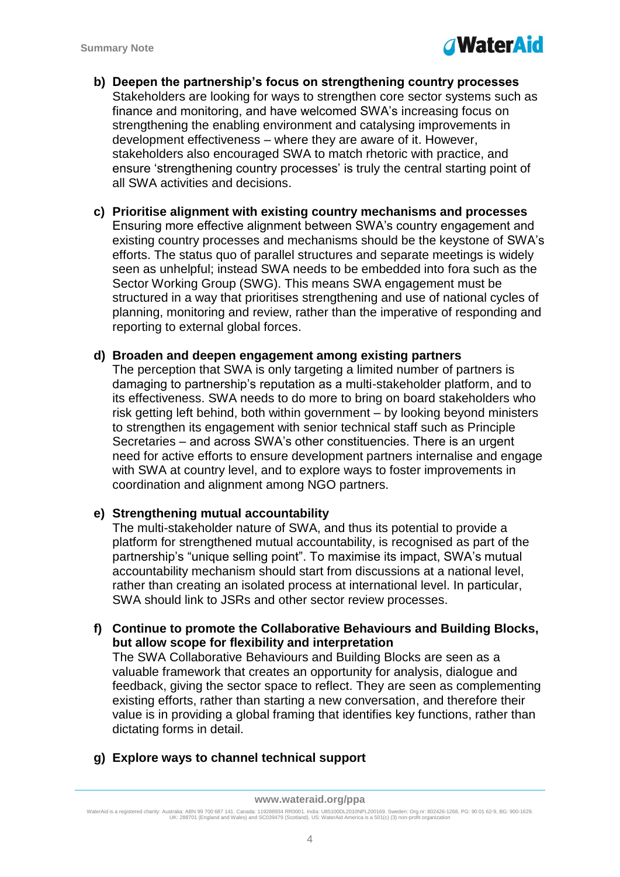**b) Deepen the partnership's focus on strengthening country processes**

Stakeholders are looking for ways to strengthen core sector systems such as finance and monitoring, and have welcomed SWA's increasing focus on strengthening the enabling environment and catalysing improvements in development effectiveness – where they are aware of it. However, stakeholders also encouraged SWA to match rhetoric with practice, and ensure 'strengthening country processes' is truly the central starting point of all SWA activities and decisions.

**c) Prioritise alignment with existing country mechanisms and processes**

Ensuring more effective alignment between SWA's country engagement and existing country processes and mechanisms should be the keystone of SWA's efforts. The status quo of parallel structures and separate meetings is widely seen as unhelpful; instead SWA needs to be embedded into fora such as the Sector Working Group (SWG). This means SWA engagement must be structured in a way that prioritises strengthening and use of national cycles of planning, monitoring and review, rather than the imperative of responding and reporting to external global forces.

**d) Broaden and deepen engagement among existing partners**

The perception that SWA is only targeting a limited number of partners is damaging to partnership's reputation as a multi-stakeholder platform, and to its effectiveness. SWA needs to do more to bring on board stakeholders who risk getting left behind, both within government – by looking beyond ministers to strengthen its engagement with senior technical staff such as Principle Secretaries – and across SWA's other constituencies. There is an urgent need for active efforts to ensure development partners internalise and engage with SWA at country level, and to explore ways to foster improvements in coordination and alignment among NGO partners.

**e) Strengthening mutual accountability**

The multi-stakeholder nature of SWA, and thus its potential to provide a platform for strengthened mutual accountability, is recognised as part of the partnership's "unique selling point". To maximise its impact, SWA's mutual accountability mechanism should start from discussions at a national level, rather than creating an isolated process at international level. In particular, SWA should link to JSRs and other sector review processes.

**f) Continue to promote the Collaborative Behaviours and Building Blocks, but allow scope for flexibility and interpretation**

The SWA Collaborative Behaviours and Building Blocks are seen as a valuable framework that creates an opportunity for analysis, dialogue and feedback, giving the sector space to reflect. They are seen as complementing existing efforts, rather than starting a new conversation, and therefore their value is in providing a global framing that identifies key functions, rather than dictating forms in detail.

**g) Explore ways to channel technical support**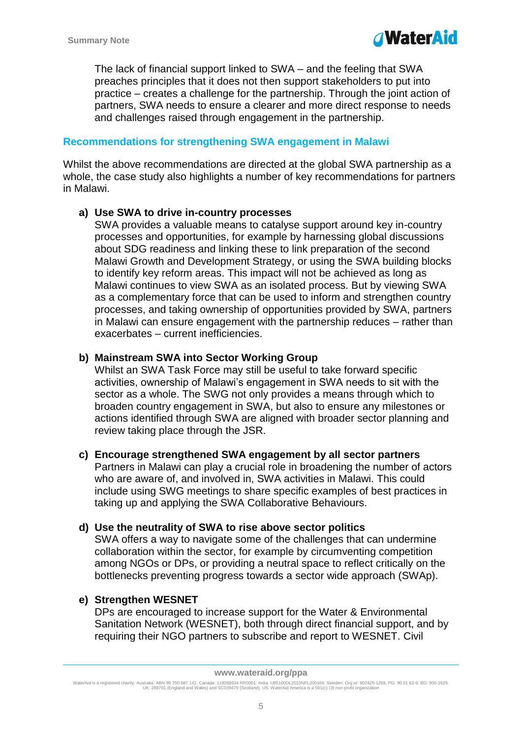The lack of financial support linked to SWA – and the feeling that SWA preaches principles that it does not then support stakeholders to put into practice – creates a challenge for the partnership. Through the joint action of partners, SWA needs to ensure a clearer and more direct response to needs and challenges raised through engagement in the partnership.

## Recommendations for strengthening SWA engagement in Malawi

Whilst the above recommendations are directed at the global SWA partnership as a whole, the case study also highlights a number of key recommendations for partners in Malawi.

a) **Use SWA to drive in-country processes**
SWA provides a valuable means to catalyse support around key in-country processes and opportunities, for example by harnessing global discussions about SDG readiness and linking these to link preparation of the second Malawi Growth and Development Strategy, or using the SWA building blocks to identify key reform areas. This impact will not be achieved as long as Malawi continues to view SWA as an isolated process. But by viewing SWA as a complementary force that can be used to inform and strengthen country processes, and taking ownership of opportunities provided by SWA, partners in Malawi can ensure engagement with the partnership reduces – rather than exacerbates – current inefficiencies.

b) **Mainstream SWA into Sector Working Group**
Whilst an SWA Task Force may still be useful to take forward specific activities, ownership of Malawi's engagement in SWA needs to sit with the sector as a whole. The SWG not only provides a means through which to broaden country engagement in SWA, but also to ensure any milestones or actions identified through SWA are aligned with broader sector planning and review taking place through the JSR.

c) **Encourage strengthened SWA engagement by all sector partners**
Partners in Malawi can play a crucial role in broadening the number of actors who are aware of, and involved in, SWA activities in Malawi. This could include using SWG meetings to share specific examples of best practices in taking up and applying the SWA Collaborative Behaviours.

d) **Use the neutrality of SWA to rise above sector politics**
SWA offers a way to navigate some of the challenges that can undermine collaboration within the sector, for example by circumventing competition among NGOs or DPs, or providing a neutral space to reflect critically on the bottlenecks preventing progress towards a sector wide approach (SWAp).

e) **Strengthen WESNET**
DPs are encouraged to increase support for the Water & Environmental Sanitation Network (WESNET), both through direct financial support, and by requiring their NGO partners to subscribe and report to WESNET. Civil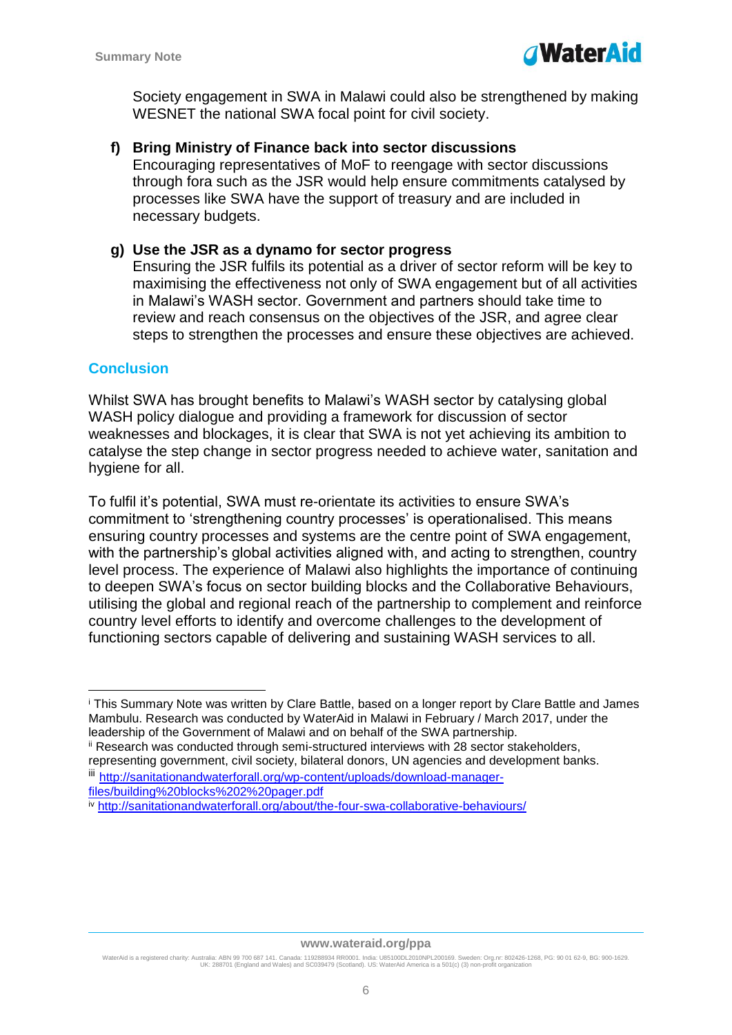Society engagement in SWA in Malawi could also be strengthened by making WESNET the national SWA focal point for civil society.

**f) Bring Ministry of Finance back into sector discussions**

Encouraging representatives of MoF to reengage with sector discussions through fora such as the JSR would help ensure commitments catalysed by processes like SWA have the support of treasury and are included in necessary budgets.

**g) Use the JSR as a dynamo for sector progress**

Ensuring the JSR fulfils its potential as a driver of sector reform will be key to maximising the effectiveness not only of SWA engagement but of all activities in Malawi's WASH sector. Government and partners should take time to review and reach consensus on the objectives of the JSR, and agree clear steps to strengthen the processes and ensure these objectives are achieved.

## Conclusion

Whilst SWA has brought benefits to Malawi's WASH sector by catalysing global WASH policy dialogue and providing a framework for discussion of sector weaknesses and blockages, it is clear that SWA is not yet achieving its ambition to catalyse the step change in sector progress needed to achieve water, sanitation and hygiene for all.

To fulfil it's potential, SWA must re-orientate its activities to ensure SWA's commitment to 'strengthening country processes' is operationalised. This means ensuring country processes and systems are the centre point of SWA engagement, with the partnership's global activities aligned with, and acting to strengthen, country level process. The experience of Malawi also highlights the importance of continuing to deepen SWA's focus on sector building blocks and the Collaborative Behaviours, utilising the global and regional reach of the partnership to complement and reinforce country level efforts to identify and overcome challenges to the development of functioning sectors capable of delivering and sustaining WASH services to all.

---

[i] This Summary Note was written by Clare Battle, based on a longer report by Clare Battle and James Mambulu. Research was conducted by WaterAid in Malawi in February / March 2017, under the leadership of the Government of Malawi and on behalf of the SWA partnership.

[ii] Research was conducted through semi-structured interviews with 28 sector stakeholders, representing government, civil society, bilateral donors, UN agencies and development banks.

[iii] http://sanitationandwaterforall.org/wp-content/uploads/download-manager-files/building%20blocks%202%20pager.pdf

[iv] http://sanitationandwaterforall.org/about/the-four-swa-collaborative-behaviours/

www.wateraid.org/ppa

WaterAid is a registered charity: Australia: ABN 99 700 687 141. Canada: 119288934 RR0001. India: U85100DL2010NPL200169. Sweden: Org.nr: 802426-1268, PG: 90 01 62-9, BG: 900-1629. UK: 288701 (England and Wales) and SC039479 (Scotland). US: WaterAid America is a 501(c) (3) non-profit organization